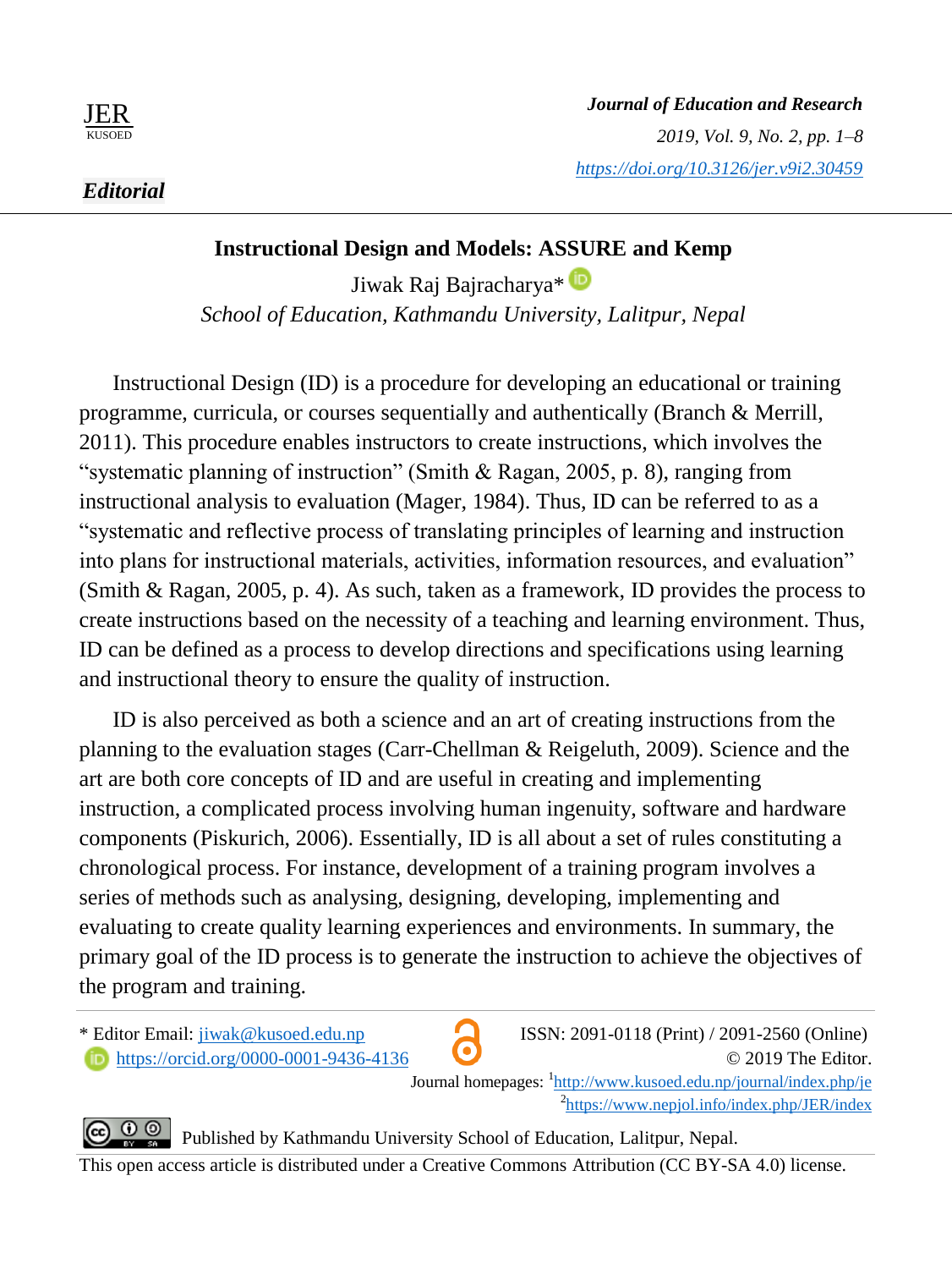*Editorial*

# Instructional Design and Models: ASSURE and Kemp

Jiwak Raj Bajracharya*

*School of Education, Kathmandu University, Lalitpur, Nepal*

Instructional Design (ID) is a procedure for developing an educational or training programme, curricula, or courses sequentially and authentically (Branch & Merrill, 2011). This procedure enables instructors to create instructions, which involves the "systematic planning of instruction" (Smith & Ragan, 2005, p. 8), ranging from instructional analysis to evaluation (Mager, 1984). Thus, ID can be referred to as a "systematic and reflective process of translating principles of learning and instruction into plans for instructional materials, activities, information resources, and evaluation" (Smith & Ragan, 2005, p. 4). As such, taken as a framework, ID provides the process to create instructions based on the necessity of a teaching and learning environment. Thus, ID can be defined as a process to develop directions and specifications using learning and instructional theory to ensure the quality of instruction.

ID is also perceived as both a science and an art of creating instructions from the planning to the evaluation stages (Carr-Chellman & Reigeluth, 2009). Science and the art are both core concepts of ID and are useful in creating and implementing instruction, a complicated process involving human ingenuity, software and hardware components (Piskurich, 2006). Essentially, ID is all about a set of rules constituting a chronological process. For instance, development of a training program involves a series of methods such as analysing, designing, developing, implementing and evaluating to create quality learning experiences and environments. In summary, the primary goal of the ID process is to generate the instruction to achieve the objectives of the program and training.

---

* Editor Email: jiwak@kusoed.edu.np
https://orcid.org/0000-0001-9436-4136

ISSN: 2091-0118 (Print) / 2091-2560 (Online)
© 2019 The Editor.
Journal homepages: [1]http://www.kusoed.edu.np/journal/index.php/je
[2]https://www.nepjol.info/index.php/JER/index

Published by Kathmandu University School of Education, Lalitpur, Nepal.
This open access article is distributed under a Creative Commons Attribution (CC BY-SA 4.0) license.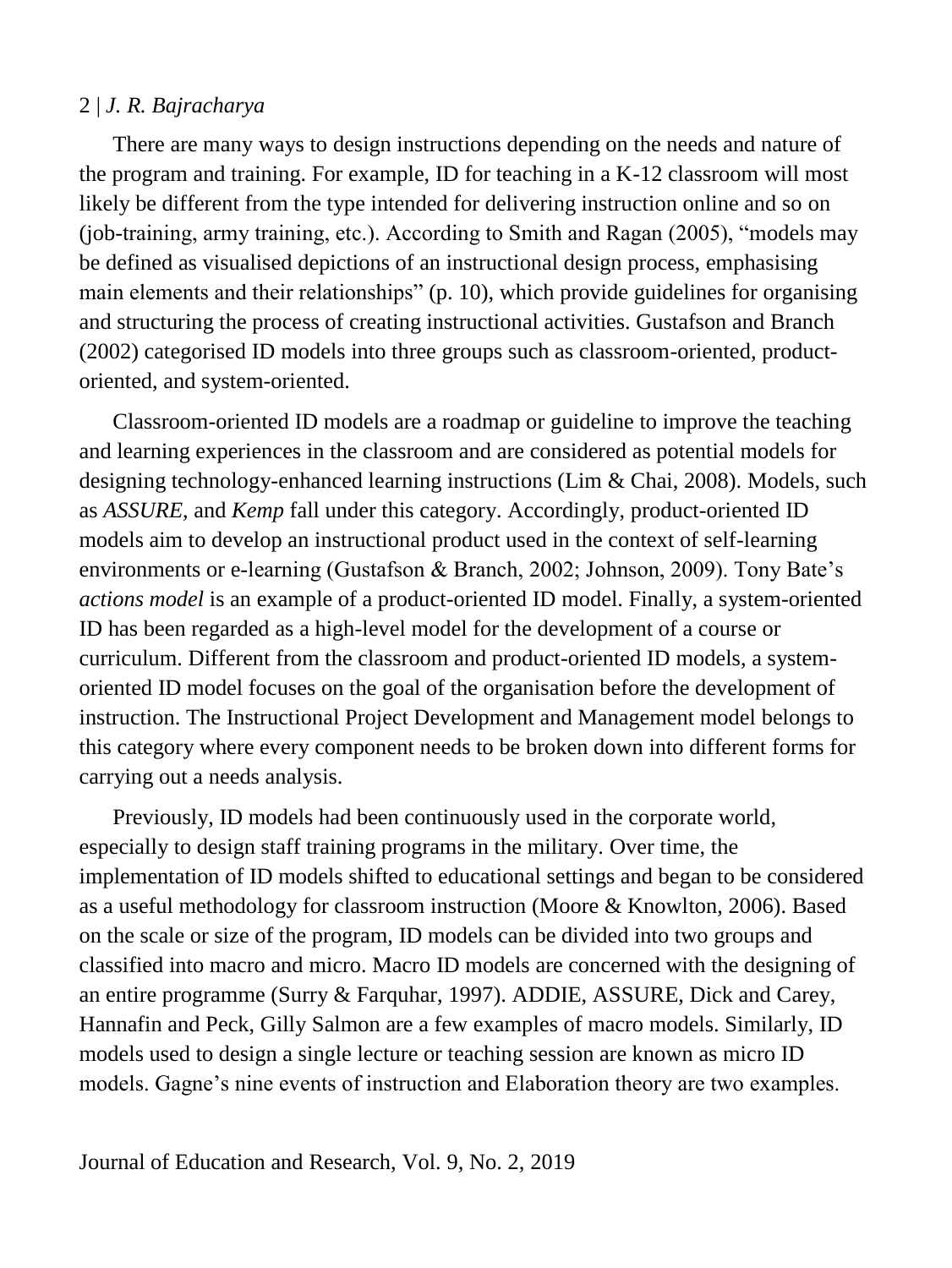There are many ways to design instructions depending on the needs and nature of the program and training. For example, ID for teaching in a K-12 classroom will most likely be different from the type intended for delivering instruction online and so on (job-training, army training, etc.). According to Smith and Ragan (2005), "models may be defined as visualised depictions of an instructional design process, emphasising main elements and their relationships" (p. 10), which provide guidelines for organising and structuring the process of creating instructional activities. Gustafson and Branch (2002) categorised ID models into three groups such as classroom-oriented, product-oriented, and system-oriented.

Classroom-oriented ID models are a roadmap or guideline to improve the teaching and learning experiences in the classroom and are considered as potential models for designing technology-enhanced learning instructions (Lim & Chai, 2008). Models, such as *ASSURE*, and *Kemp* fall under this category. Accordingly, product-oriented ID models aim to develop an instructional product used in the context of self-learning environments or e-learning (Gustafson & Branch, 2002; Johnson, 2009). Tony Bate's *actions model* is an example of a product-oriented ID model. Finally, a system-oriented ID has been regarded as a high-level model for the development of a course or curriculum. Different from the classroom and product-oriented ID models, a system-oriented ID model focuses on the goal of the organisation before the development of instruction. The Instructional Project Development and Management model belongs to this category where every component needs to be broken down into different forms for carrying out a needs analysis.

Previously, ID models had been continuously used in the corporate world, especially to design staff training programs in the military. Over time, the implementation of ID models shifted to educational settings and began to be considered as a useful methodology for classroom instruction (Moore & Knowlton, 2006). Based on the scale or size of the program, ID models can be divided into two groups and classified into macro and micro. Macro ID models are concerned with the designing of an entire programme (Surry & Farquhar, 1997). ADDIE, ASSURE, Dick and Carey, Hannafin and Peck, Gilly Salmon are a few examples of macro models. Similarly, ID models used to design a single lecture or teaching session are known as micro ID models. Gagne's nine events of instruction and Elaboration theory are two examples.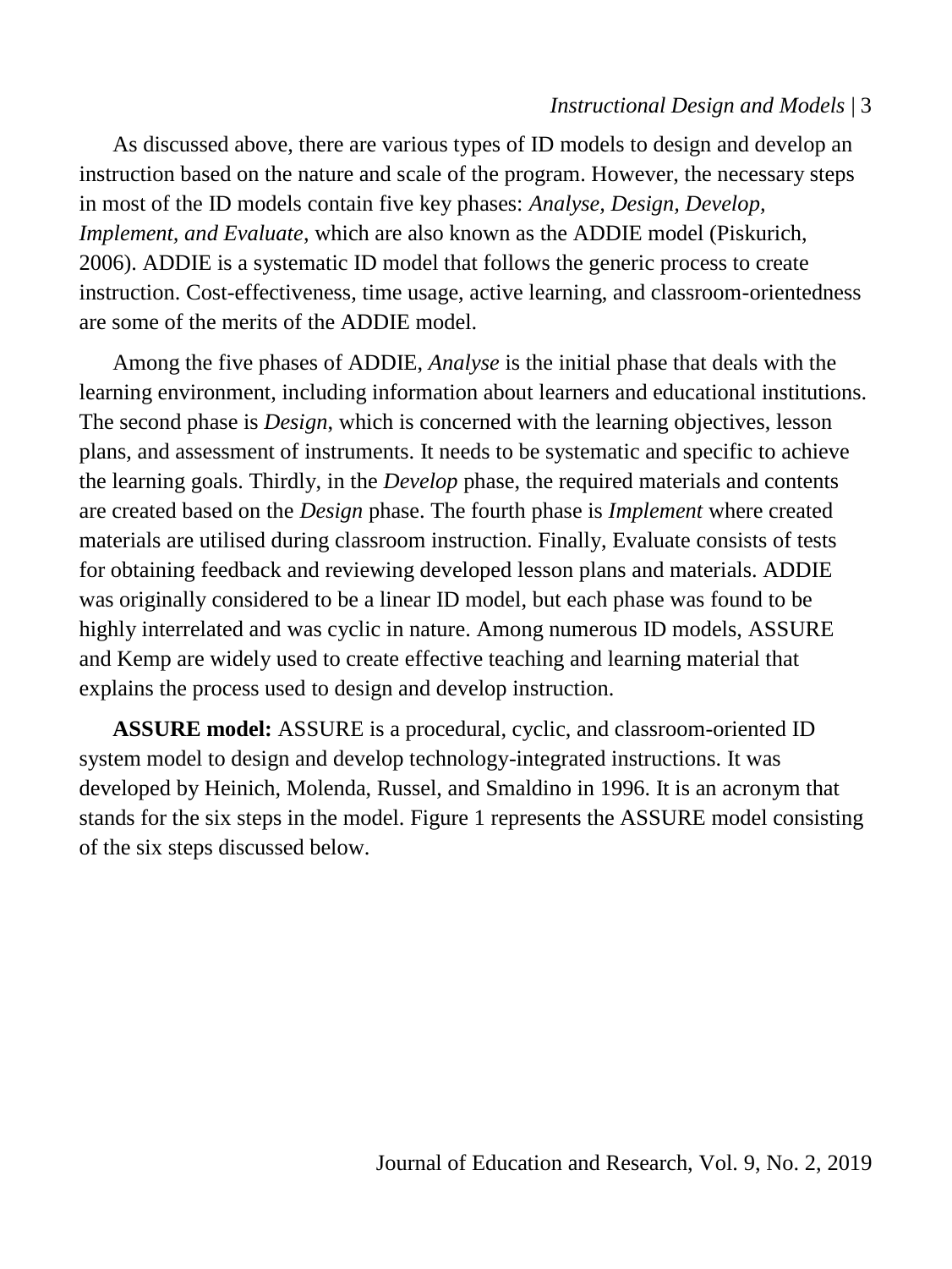As discussed above, there are various types of ID models to design and develop an instruction based on the nature and scale of the program. However, the necessary steps in most of the ID models contain five key phases: *Analyse, Design, Develop, Implement, and Evaluate*, which are also known as the ADDIE model (Piskurich, 2006). ADDIE is a systematic ID model that follows the generic process to create instruction. Cost-effectiveness, time usage, active learning, and classroom-orientedness are some of the merits of the ADDIE model.

Among the five phases of ADDIE, *Analyse* is the initial phase that deals with the learning environment, including information about learners and educational institutions. The second phase is *Design*, which is concerned with the learning objectives, lesson plans, and assessment of instruments. It needs to be systematic and specific to achieve the learning goals. Thirdly, in the *Develop* phase, the required materials and contents are created based on the *Design* phase. The fourth phase is *Implement* where created materials are utilised during classroom instruction. Finally, Evaluate consists of tests for obtaining feedback and reviewing developed lesson plans and materials. ADDIE was originally considered to be a linear ID model, but each phase was found to be highly interrelated and was cyclic in nature. Among numerous ID models, ASSURE and Kemp are widely used to create effective teaching and learning material that explains the process used to design and develop instruction.

**ASSURE model:** ASSURE is a procedural, cyclic, and classroom-oriented ID system model to design and develop technology-integrated instructions. It was developed by Heinich, Molenda, Russel, and Smaldino in 1996. It is an acronym that stands for the six steps in the model. Figure 1 represents the ASSURE model consisting of the six steps discussed below.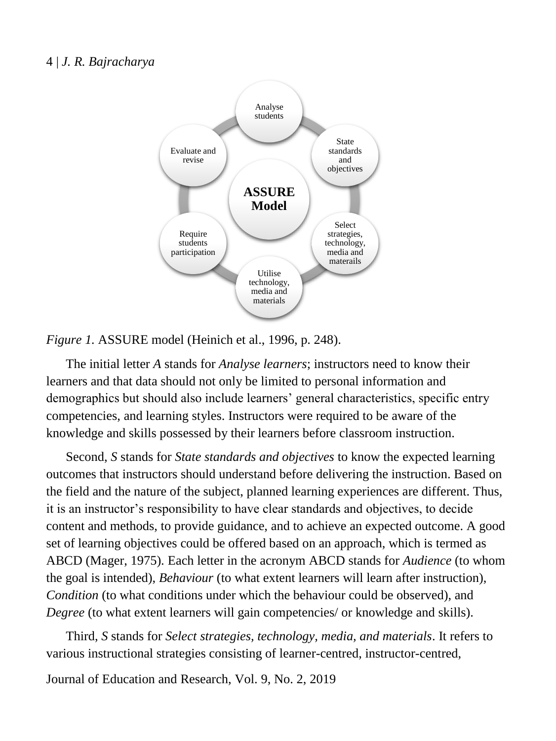*Figure 1.* ASSURE model (Heinich et al., 1996, p. 248).

The initial letter *A* stands for *Analyse learners*; instructors need to know their learners and that data should not only be limited to personal information and demographics but should also include learners' general characteristics, specific entry competencies, and learning styles. Instructors were required to be aware of the knowledge and skills possessed by their learners before classroom instruction.

Second, *S* stands for *State standards and objectives* to know the expected learning outcomes that instructors should understand before delivering the instruction. Based on the field and the nature of the subject, planned learning experiences are different. Thus, it is an instructor's responsibility to have clear standards and objectives, to decide content and methods, to provide guidance, and to achieve an expected outcome. A good set of learning objectives could be offered based on an approach, which is termed as ABCD (Mager, 1975). Each letter in the acronym ABCD stands for *Audience* (to whom the goal is intended), *Behaviour* (to what extent learners will learn after instruction), *Condition* (to what conditions under which the behaviour could be observed), and *Degree* (to what extent learners will gain competencies/ or knowledge and skills).

Third, *S* stands for *Select strategies, technology, media, and materials*. It refers to various instructional strategies consisting of learner-centred, instructor-centred,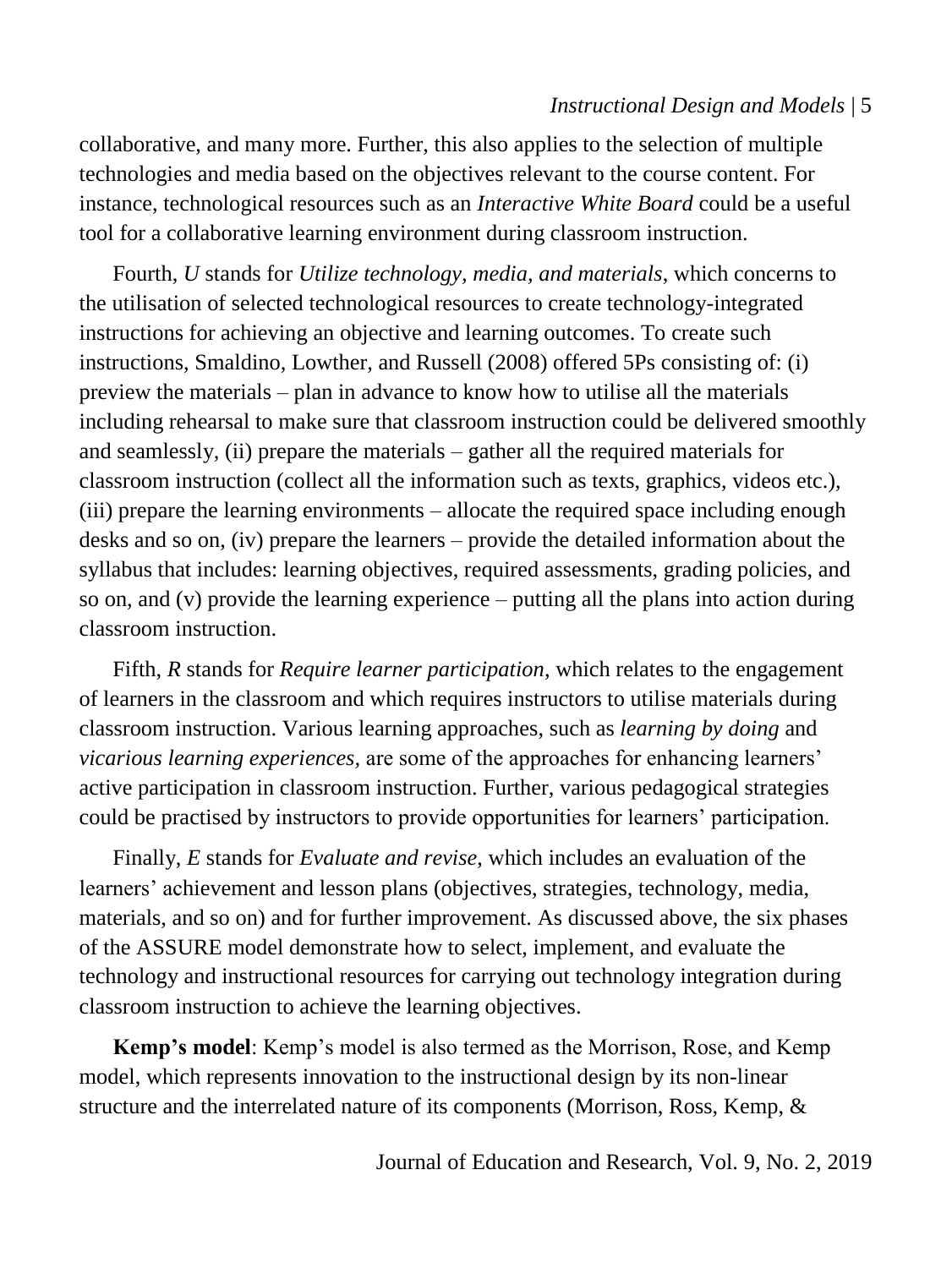collaborative, and many more. Further, this also applies to the selection of multiple technologies and media based on the objectives relevant to the course content. For instance, technological resources such as an *Interactive White Board* could be a useful tool for a collaborative learning environment during classroom instruction.

Fourth, *U* stands for *Utilize technology, media, and materials*, which concerns to the utilisation of selected technological resources to create technology-integrated instructions for achieving an objective and learning outcomes. To create such instructions, Smaldino, Lowther, and Russell (2008) offered 5Ps consisting of: (i) preview the materials – plan in advance to know how to utilise all the materials including rehearsal to make sure that classroom instruction could be delivered smoothly and seamlessly, (ii) prepare the materials – gather all the required materials for classroom instruction (collect all the information such as texts, graphics, videos etc.), (iii) prepare the learning environments – allocate the required space including enough desks and so on, (iv) prepare the learners – provide the detailed information about the syllabus that includes: learning objectives, required assessments, grading policies, and so on, and (v) provide the learning experience – putting all the plans into action during classroom instruction.

Fifth, *R* stands for *Require learner participation*, which relates to the engagement of learners in the classroom and which requires instructors to utilise materials during classroom instruction. Various learning approaches, such as *learning by doing* and *vicarious learning experiences,* are some of the approaches for enhancing learners' active participation in classroom instruction. Further, various pedagogical strategies could be practised by instructors to provide opportunities for learners' participation.

Finally, *E* stands for *Evaluate and revise*, which includes an evaluation of the learners' achievement and lesson plans (objectives, strategies, technology, media, materials, and so on) and for further improvement. As discussed above, the six phases of the ASSURE model demonstrate how to select, implement, and evaluate the technology and instructional resources for carrying out technology integration during classroom instruction to achieve the learning objectives.

**Kemp's model**: Kemp's model is also termed as the Morrison, Rose, and Kemp model, which represents innovation to the instructional design by its non-linear structure and the interrelated nature of its components (Morrison, Ross, Kemp, &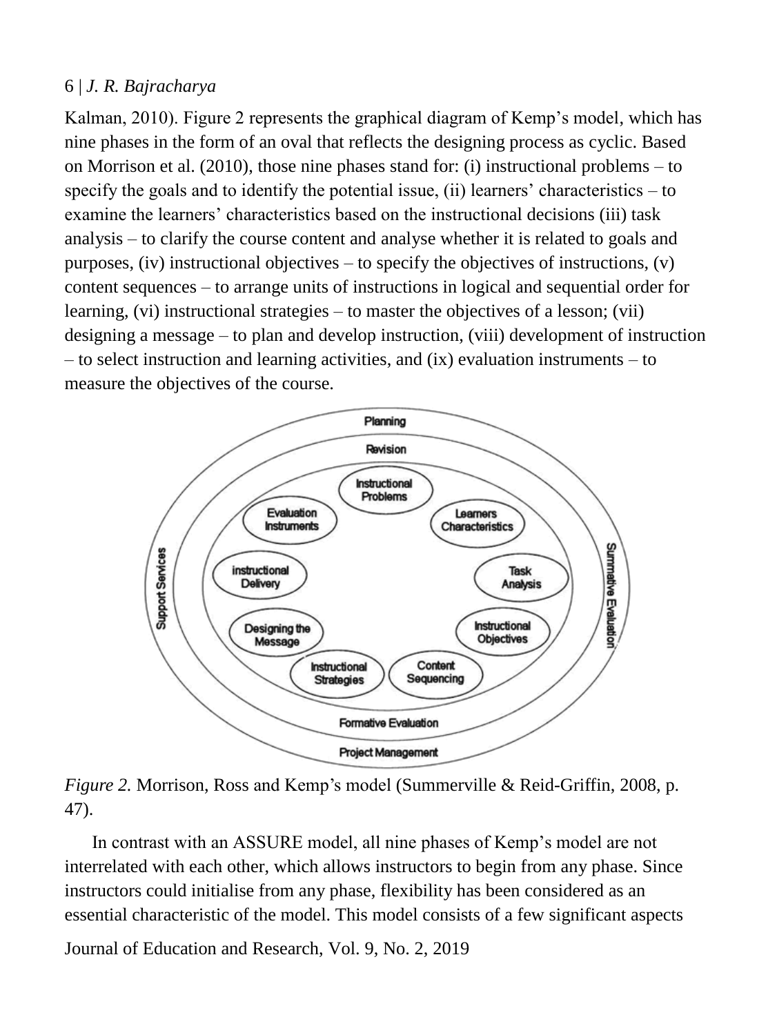Kalman, 2010). Figure 2 represents the graphical diagram of Kemp's model, which has nine phases in the form of an oval that reflects the designing process as cyclic. Based on Morrison et al. (2010), those nine phases stand for: (i) instructional problems – to specify the goals and to identify the potential issue, (ii) learners' characteristics – to examine the learners' characteristics based on the instructional decisions (iii) task analysis – to clarify the course content and analyse whether it is related to goals and purposes, (iv) instructional objectives – to specify the objectives of instructions, (v) content sequences – to arrange units of instructions in logical and sequential order for learning, (vi) instructional strategies – to master the objectives of a lesson; (vii) designing a message – to plan and develop instruction, (viii) development of instruction – to select instruction and learning activities, and (ix) evaluation instruments – to measure the objectives of the course.

*Figure 2.* Morrison, Ross and Kemp's model (Summerville & Reid-Griffin, 2008, p. 47).

In contrast with an ASSURE model, all nine phases of Kemp's model are not interrelated with each other, which allows instructors to begin from any phase. Since instructors could initialise from any phase, flexibility has been considered as an essential characteristic of the model. This model consists of a few significant aspects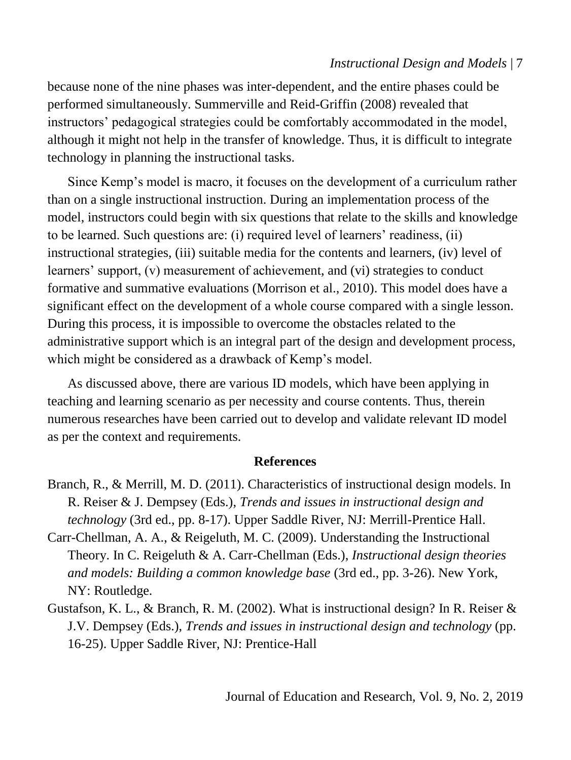because none of the nine phases was inter-dependent, and the entire phases could be performed simultaneously. Summerville and Reid-Griffin (2008) revealed that instructors' pedagogical strategies could be comfortably accommodated in the model, although it might not help in the transfer of knowledge. Thus, it is difficult to integrate technology in planning the instructional tasks.

Since Kemp's model is macro, it focuses on the development of a curriculum rather than on a single instructional instruction. During an implementation process of the model, instructors could begin with six questions that relate to the skills and knowledge to be learned. Such questions are: (i) required level of learners' readiness, (ii) instructional strategies, (iii) suitable media for the contents and learners, (iv) level of learners' support, (v) measurement of achievement, and (vi) strategies to conduct formative and summative evaluations (Morrison et al., 2010). This model does have a significant effect on the development of a whole course compared with a single lesson. During this process, it is impossible to overcome the obstacles related to the administrative support which is an integral part of the design and development process, which might be considered as a drawback of Kemp's model.

As discussed above, there are various ID models, which have been applying in teaching and learning scenario as per necessity and course contents. Thus, therein numerous researches have been carried out to develop and validate relevant ID model as per the context and requirements.

## References

Branch, R., & Merrill, M. D. (2011). Characteristics of instructional design models. In R. Reiser & J. Dempsey (Eds.), *Trends and issues in instructional design and technology* (3rd ed., pp. 8-17). Upper Saddle River, NJ: Merrill-Prentice Hall.

Carr-Chellman, A. A., & Reigeluth, M. C. (2009). Understanding the Instructional Theory. In C. Reigeluth & A. Carr-Chellman (Eds.), *Instructional design theories and models: Building a common knowledge base* (3rd ed., pp. 3-26). New York, NY: Routledge.

Gustafson, K. L., & Branch, R. M. (2002). What is instructional design? In R. Reiser & J.V. Dempsey (Eds.), *Trends and issues in instructional design and technology* (pp. 16-25). Upper Saddle River, NJ: Prentice-Hall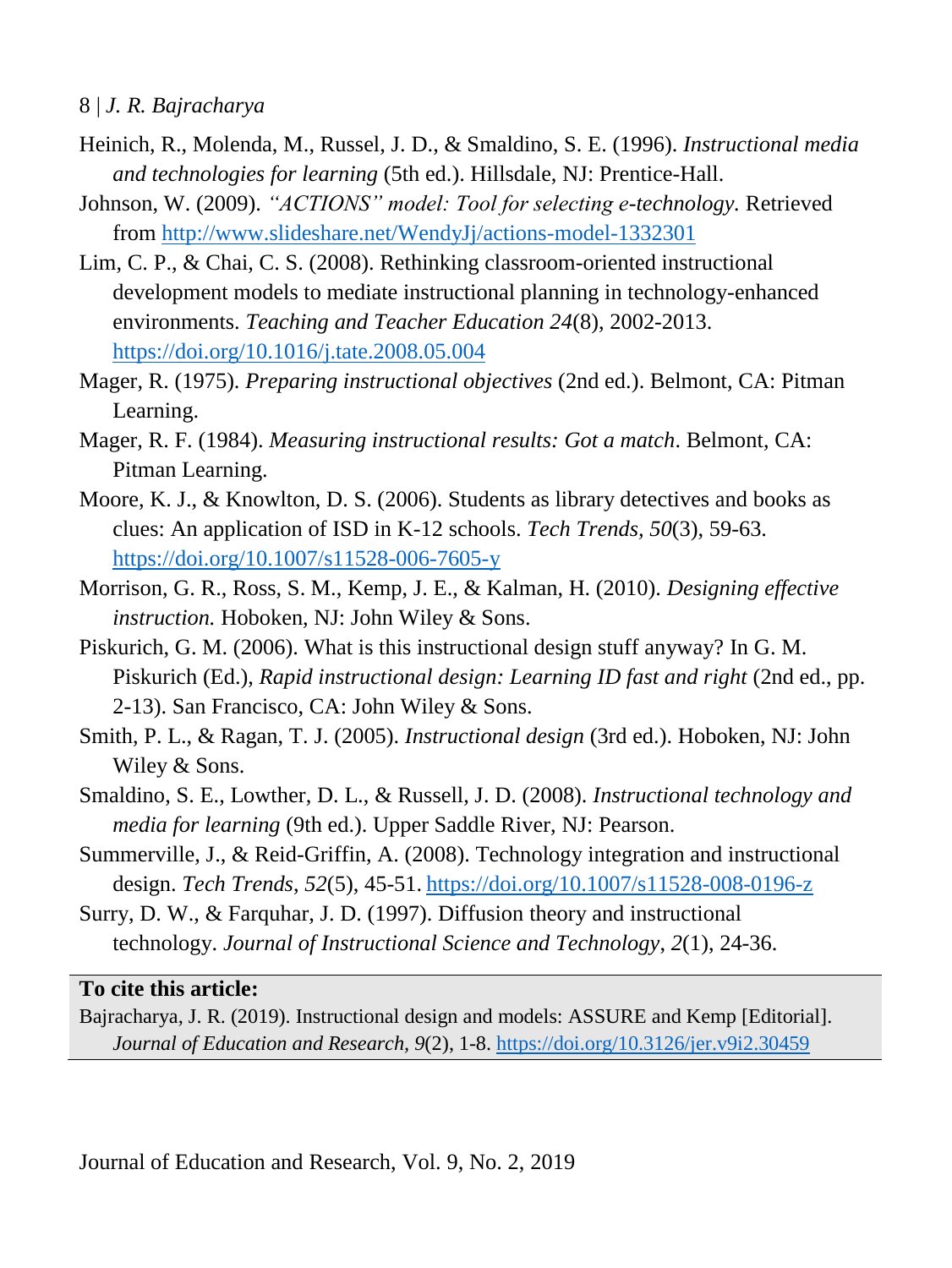Heinich, R., Molenda, M., Russel, J. D., & Smaldino, S. E. (1996). *Instructional media and technologies for learning* (5th ed.). Hillsdale, NJ: Prentice-Hall.

Johnson, W. (2009). *"ACTIONS" model: Tool for selecting e-technology.* Retrieved from http://www.slideshare.net/WendyJj/actions-model-1332301

Lim, C. P., & Chai, C. S. (2008). Rethinking classroom-oriented instructional development models to mediate instructional planning in technology-enhanced environments. *Teaching and Teacher Education 24*(8), 2002-2013. https://doi.org/10.1016/j.tate.2008.05.004

Mager, R. (1975). *Preparing instructional objectives* (2nd ed.). Belmont, CA: Pitman Learning.

Mager, R. F. (1984). *Measuring instructional results: Got a match*. Belmont, CA: Pitman Learning.

Moore, K. J., & Knowlton, D. S. (2006). Students as library detectives and books as clues: An application of ISD in K-12 schools. *Tech Trends, 50*(3), 59-63. https://doi.org/10.1007/s11528-006-7605-y

Morrison, G. R., Ross, S. M., Kemp, J. E., & Kalman, H. (2010). *Designing effective instruction.* Hoboken, NJ: John Wiley & Sons.

Piskurich, G. M. (2006). What is this instructional design stuff anyway? In G. M. Piskurich (Ed.), *Rapid instructional design: Learning ID fast and right* (2nd ed., pp. 2-13). San Francisco, CA: John Wiley & Sons.

Smith, P. L., & Ragan, T. J. (2005). *Instructional design* (3rd ed.). Hoboken, NJ: John Wiley & Sons.

Smaldino, S. E., Lowther, D. L., & Russell, J. D. (2008). *Instructional technology and media for learning* (9th ed.). Upper Saddle River, NJ: Pearson.

Summerville, J., & Reid-Griffin, A. (2008). Technology integration and instructional design. *Tech Trends, 52*(5), 45-51. https://doi.org/10.1007/s11528-008-0196-z

Surry, D. W., & Farquhar, J. D. (1997). Diffusion theory and instructional technology. *Journal of Instructional Science and Technology, 2*(1), 24-36.

**To cite this article:**

Bajracharya, J. R. (2019). Instructional design and models: ASSURE and Kemp [Editorial]. *Journal of Education and Research, 9*(2), 1-8. https://doi.org/10.3126/jer.v9i2.30459